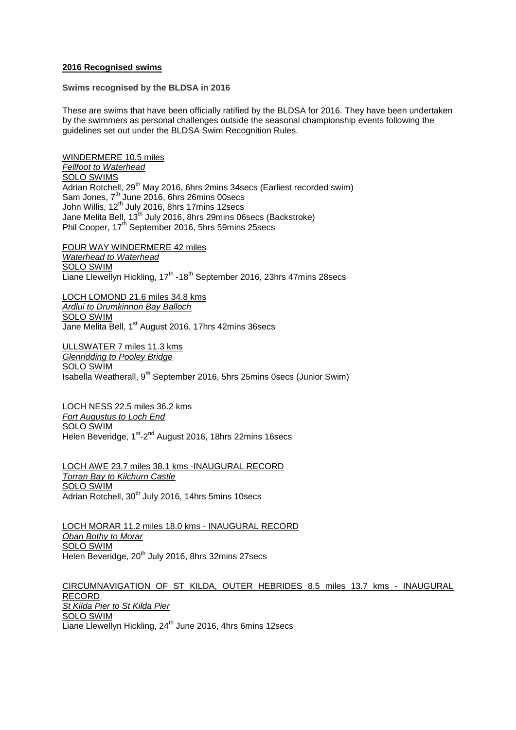**2016 Recognised swims**

**Swims recognised by the BLDSA in 2016**

These are swims that have been officially ratified by the BLDSA for 2016. They have been undertaken by the swimmers as personal challenges outside the seasonal championship events following the guidelines set out under the BLDSA Swim Recognition Rules.

WINDERMERE 10.5 miles
*Fellfoot to Waterhead*
SOLO SWIMS
Adrian Rotchell, 29th May 2016, 6hrs 2mins 34secs (Earliest recorded swim)
Sam Jones, 7th June 2016, 6hrs 26mins 00secs
John Willis, 12th July 2016, 8hrs 17mins 12secs
Jane Melita Bell, 13th July 2016, 8hrs 29mins 06secs (Backstroke)
Phil Cooper, 17th September 2016, 5hrs 59mins 25secs

FOUR WAY WINDERMERE 42 miles
*Waterhead to Waterhead*
SOLO SWIM
Liane Llewellyn Hickling, 17th -18th September 2016, 23hrs 47mins 28secs

LOCH LOMOND 21.6 miles 34.8 kms
*Ardlui to Drumkinnon Bay Balloch*
SOLO SWIM
Jane Melita Bell, 1st August 2016, 17hrs 42mins 36secs

ULLSWATER 7 miles 11.3 kms
*Glenridding to Pooley Bridge*
SOLO SWIM
Isabella Weatherall, 9th September 2016, 5hrs 25mins 0secs (Junior Swim)

LOCH NESS 22.5 miles 36.2 kms
*Fort Augustus to Loch End*
SOLO SWIM
Helen Beveridge, 1st-2nd August 2016, 18hrs 22mins 16secs

LOCH AWE 23.7 miles 38.1 kms -INAUGURAL RECORD
*Torran Bay to Kilchurn Castle*
SOLO SWIM
Adrian Rotchell, 30th July 2016, 14hrs 5mins 10secs

LOCH MORAR 11.2 miles 18.0 kms - INAUGURAL RECORD
*Oban Bothy to Morar*
SOLO SWIM
Helen Beveridge, 20th July 2016, 8hrs 32mins 27secs

CIRCUMNAVIGATION OF ST KILDA, OUTER HEBRIDES 8.5 miles 13.7 kms - INAUGURAL RECORD
*St Kilda Pier to St Kilda Pier*
SOLO SWIM
Liane Llewellyn Hickling, 24th June 2016, 4hrs 6mins 12secs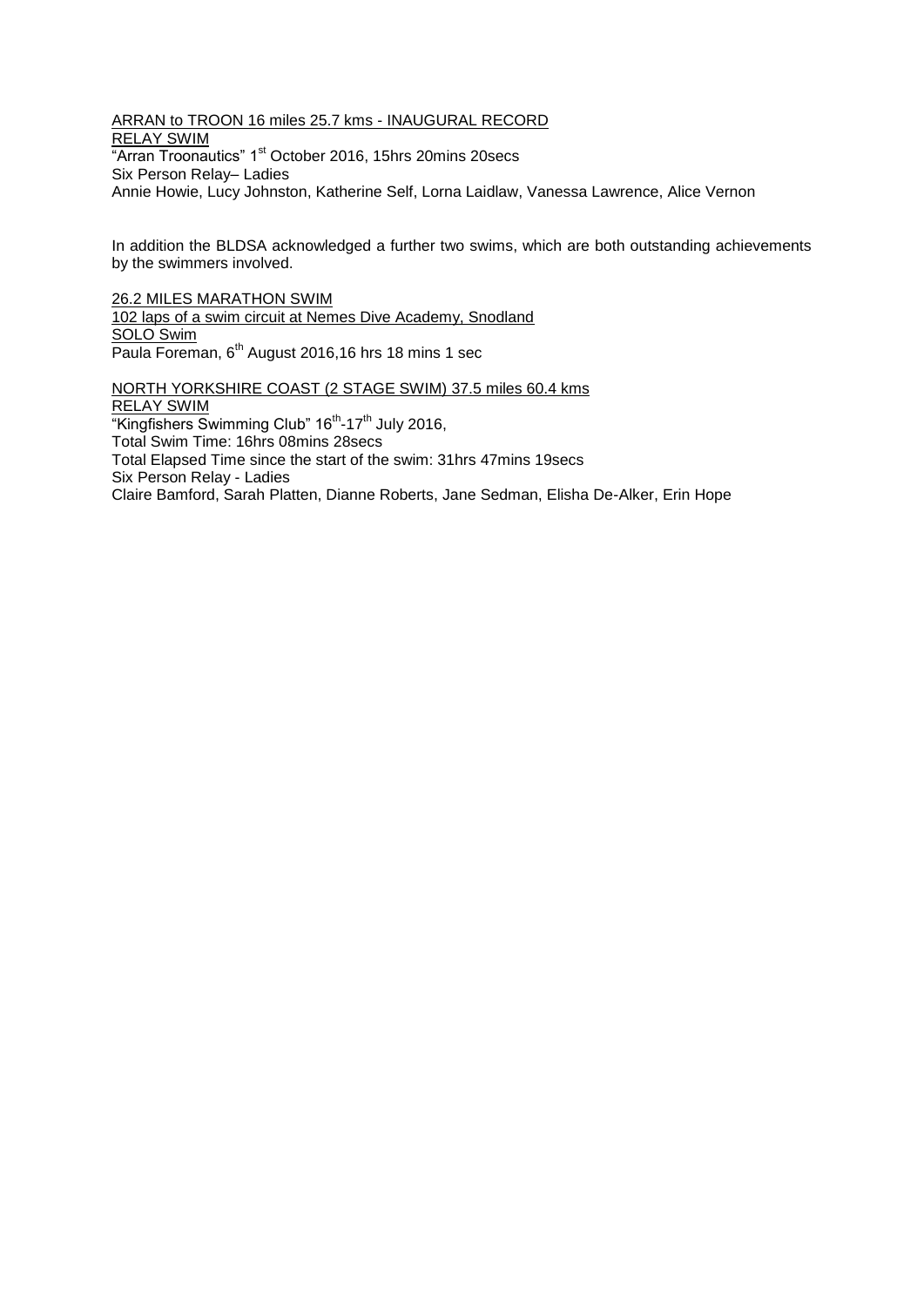<u>ARRAN to TROON 16 miles 25.7 kms - INAUGURAL RECORD</u>
<u>RELAY SWIM</u>
"Arran Troonautics" 1st October 2016, 15hrs 20mins 20secs
Six Person Relay– Ladies
Annie Howie, Lucy Johnston, Katherine Self, Lorna Laidlaw, Vanessa Lawrence, Alice Vernon

In addition the BLDSA acknowledged a further two swims, which are both outstanding achievements by the swimmers involved.

<u>26.2 MILES MARATHON SWIM</u>
<u>102 laps of a swim circuit at Nemes Dive Academy, Snodland</u>
<u>SOLO Swim</u>
Paula Foreman, 6th August 2016,16 hrs 18 mins 1 sec

<u>NORTH YORKSHIRE COAST (2 STAGE SWIM) 37.5 miles 60.4 kms</u>
<u>RELAY SWIM</u>
"Kingfishers Swimming Club" 16th-17th July 2016,
Total Swim Time: 16hrs 08mins 28secs
Total Elapsed Time since the start of the swim: 31hrs 47mins 19secs
Six Person Relay - Ladies
Claire Bamford, Sarah Platten, Dianne Roberts, Jane Sedman, Elisha De-Alker, Erin Hope